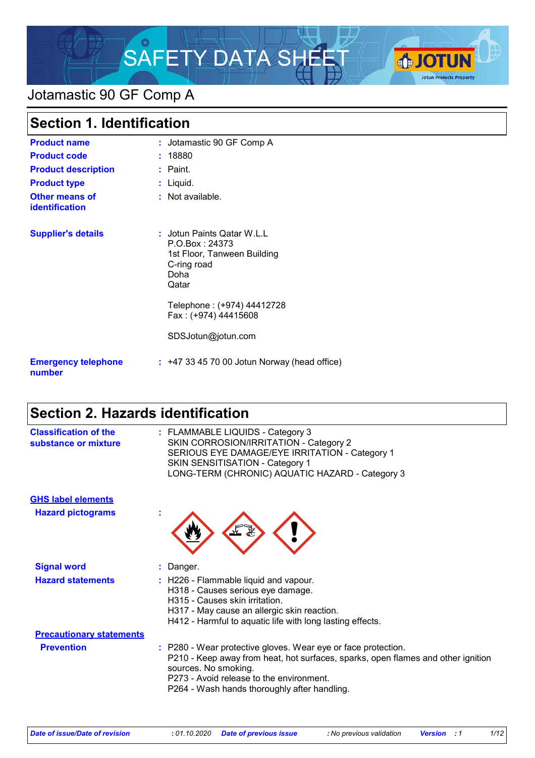# SAFETY DATA SHEET

# Jotamastic 90 GF Comp A

## Section 1. Identification

| | |
|---|---|
| **Product name** | : Jotamastic 90 GF Comp A |
| **Product code** | : 18880 |
| **Product description** | : Paint. |
| **Product type** | : Liquid. |
| **Other means of identification** | : Not available. |
| **Supplier's details** | : Jotun Paints Qatar W.L.L<br>P.O.Box : 24373<br>1st Floor, Tanween Building<br>C-ring road<br>Doha<br>Qatar<br><br>Telephone : (+974) 44412728<br>Fax : (+974) 44415608<br><br>SDSJotun@jotun.com |
| **Emergency telephone number** | : +47 33 45 70 00 Jotun Norway (head office) |

## Section 2. Hazards identification

**Classification of the substance or mixture** : FLAMMABLE LIQUIDS - Category 3
SKIN CORROSION/IRRITATION - Category 2
SERIOUS EYE DAMAGE/EYE IRRITATION - Category 1
SKIN SENSITISATION - Category 1
LONG-TERM (CHRONIC) AQUATIC HAZARD - Category 3

**GHS label elements**

**Hazard pictograms** :

**Signal word** : Danger.

**Hazard statements** : H226 - Flammable liquid and vapour.
H318 - Causes serious eye damage.
H315 - Causes skin irritation.
H317 - May cause an allergic skin reaction.
H412 - Harmful to aquatic life with long lasting effects.

**Precautionary statements**

**Prevention** : P280 - Wear protective gloves. Wear eye or face protection.
P210 - Keep away from heat, hot surfaces, sparks, open flames and other ignition sources. No smoking.
P273 - Avoid release to the environment.
P264 - Wash hands thoroughly after handling.

*Date of issue/Date of revision* : 01.10.2020 *Date of previous issue* : No previous validation *Version* : 1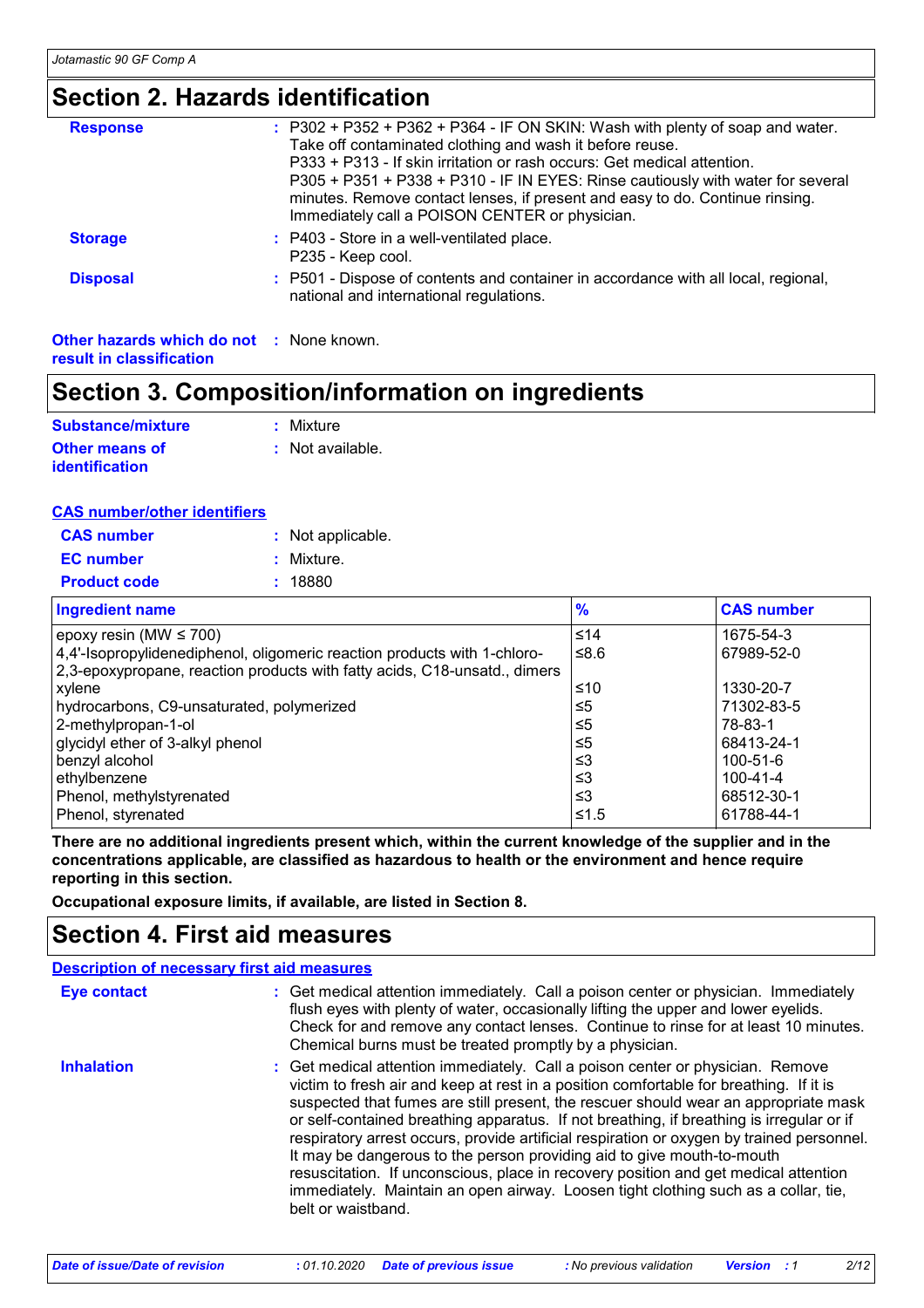## Section 2. Hazards identification

**Response** : P302 + P352 + P362 + P364 - IF ON SKIN: Wash with plenty of soap and water. Take off contaminated clothing and wash it before reuse.
P333 + P313 - If skin irritation or rash occurs: Get medical attention.
P305 + P351 + P338 + P310 - IF IN EYES: Rinse cautiously with water for several minutes. Remove contact lenses, if present and easy to do. Continue rinsing. Immediately call a POISON CENTER or physician.

**Storage** : P403 - Store in a well-ventilated place.
P235 - Keep cool.

**Disposal** : P501 - Dispose of contents and container in accordance with all local, regional, national and international regulations.

**Other hazards which do not result in classification** : None known.

## Section 3. Composition/information on ingredients

**Substance/mixture** : Mixture

**Other means of identification** : Not available.

**CAS number/other identifiers**

**CAS number** : Not applicable.

**EC number** : Mixture.

**Product code** : 18880

| Ingredient name | % | CAS number |
|---|---|---|
| epoxy resin (MW ≤ 700) | ≤14 | 1675-54-3 |
| 4,4'-Isopropylidenediphenol, oligomeric reaction products with 1-chloro-2,3-epoxypropane, reaction products with fatty acids, C18-unsatd., dimers | ≤8.6 | 67989-52-0 |
| xylene | ≤10 | 1330-20-7 |
| hydrocarbons, C9-unsaturated, polymerized | ≤5 | 71302-83-5 |
| 2-methylpropan-1-ol | ≤5 | 78-83-1 |
| glycidyl ether of 3-alkyl phenol | ≤5 | 68413-24-1 |
| benzyl alcohol | ≤3 | 100-51-6 |
| ethylbenzene | ≤3 | 100-41-4 |
| Phenol, methylstyrenated | ≤3 | 68512-30-1 |
| Phenol, styrenated | ≤1.5 | 61788-44-1 |

**There are no additional ingredients present which, within the current knowledge of the supplier and in the concentrations applicable, are classified as hazardous to health or the environment and hence require reporting in this section.**

**Occupational exposure limits, if available, are listed in Section 8.**

## Section 4. First aid measures

**Description of necessary first aid measures**

**Eye contact** : Get medical attention immediately. Call a poison center or physician. Immediately flush eyes with plenty of water, occasionally lifting the upper and lower eyelids. Check for and remove any contact lenses. Continue to rinse for at least 10 minutes. Chemical burns must be treated promptly by a physician.

**Inhalation** : Get medical attention immediately. Call a poison center or physician. Remove victim to fresh air and keep at rest in a position comfortable for breathing. If it is suspected that fumes are still present, the rescuer should wear an appropriate mask or self-contained breathing apparatus. If not breathing, if breathing is irregular or if respiratory arrest occurs, provide artificial respiration or oxygen by trained personnel. It may be dangerous to the person providing aid to give mouth-to-mouth resuscitation. If unconscious, place in recovery position and get medical attention immediately. Maintain an open airway. Loosen tight clothing such as a collar, tie, belt or waistband.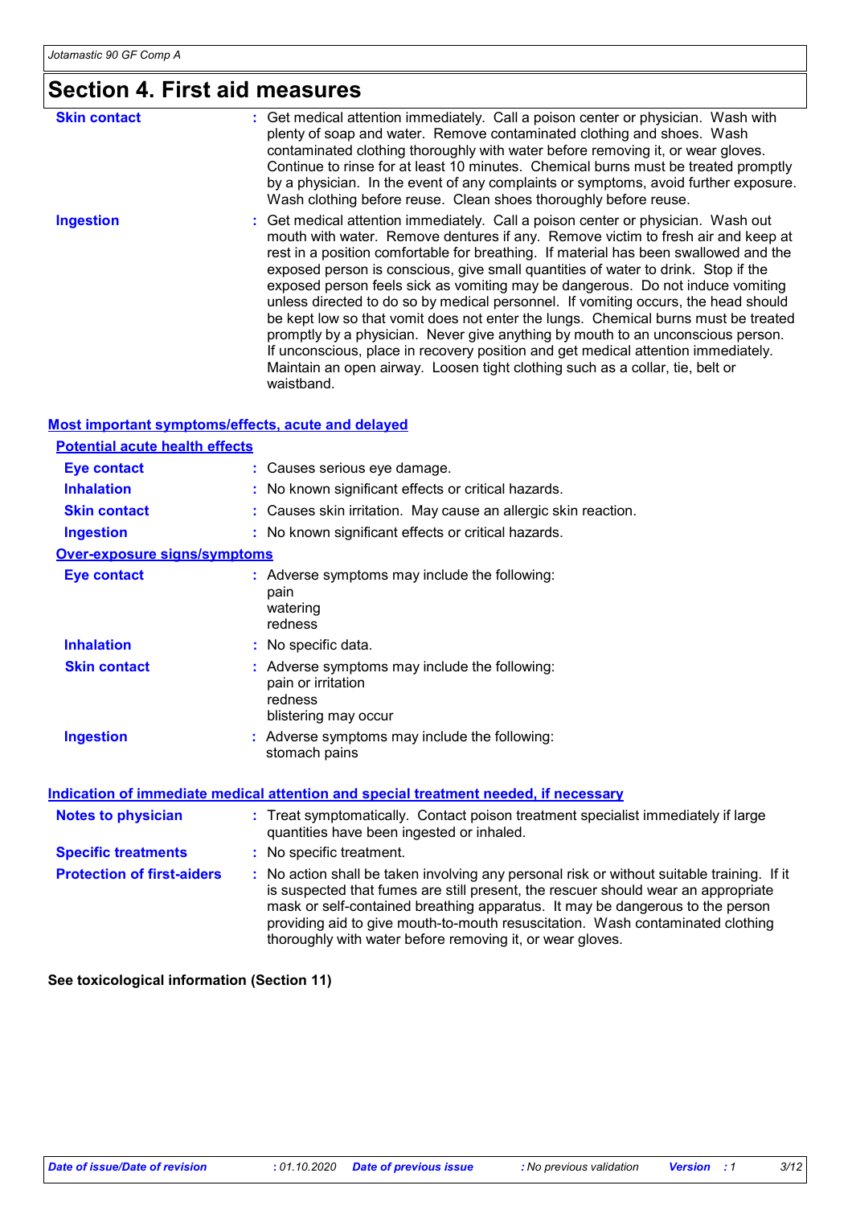# Section 4. First aid measures

| | |
|---|---|
| **Skin contact** | Get medical attention immediately. Call a poison center or physician. Wash with plenty of soap and water. Remove contaminated clothing and shoes. Wash contaminated clothing thoroughly with water before removing it, or wear gloves. Continue to rinse for at least 10 minutes. Chemical burns must be treated promptly by a physician. In the event of any complaints or symptoms, avoid further exposure. Wash clothing before reuse. Clean shoes thoroughly before reuse. |
| **Ingestion** | Get medical attention immediately. Call a poison center or physician. Wash out mouth with water. Remove dentures if any. Remove victim to fresh air and keep at rest in a position comfortable for breathing. If material has been swallowed and the exposed person is conscious, give small quantities of water to drink. Stop if the exposed person feels sick as vomiting may be dangerous. Do not induce vomiting unless directed to do so by medical personnel. If vomiting occurs, the head should be kept low so that vomit does not enter the lungs. Chemical burns must be treated promptly by a physician. Never give anything by mouth to an unconscious person. If unconscious, place in recovery position and get medical attention immediately. Maintain an open airway. Loosen tight clothing such as a collar, tie, belt or waistband. |

## Most important symptoms/effects, acute and delayed

### Potential acute health effects

| | |
|---|---|
| **Eye contact** | Causes serious eye damage. |
| **Inhalation** | No known significant effects or critical hazards. |
| **Skin contact** | Causes skin irritation. May cause an allergic skin reaction. |
| **Ingestion** | No known significant effects or critical hazards. |

### Over-exposure signs/symptoms

| | |
|---|---|
| **Eye contact** | Adverse symptoms may include the following:<br>pain<br>watering<br>redness |
| **Inhalation** | No specific data. |
| **Skin contact** | Adverse symptoms may include the following:<br>pain or irritation<br>redness<br>blistering may occur |
| **Ingestion** | Adverse symptoms may include the following:<br>stomach pains |

## Indication of immediate medical attention and special treatment needed, if necessary

| | |
|---|---|
| **Notes to physician** | Treat symptomatically. Contact poison treatment specialist immediately if large quantities have been ingested or inhaled. |
| **Specific treatments** | No specific treatment. |
| **Protection of first-aiders** | No action shall be taken involving any personal risk or without suitable training. If it is suspected that fumes are still present, the rescuer should wear an appropriate mask or self-contained breathing apparatus. It may be dangerous to the person providing aid to give mouth-to-mouth resuscitation. Wash contaminated clothing thoroughly with water before removing it, or wear gloves. |

**See toxicological information (Section 11)**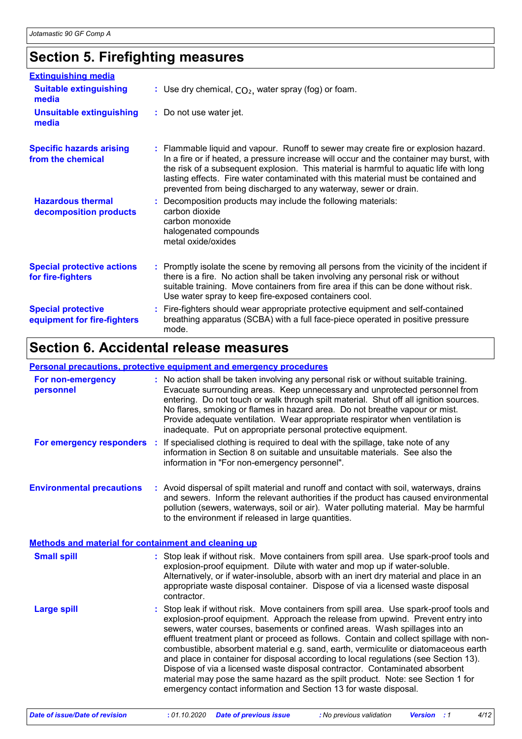# Section 5. Firefighting measures

**Extinguishing media**

**Suitable extinguishing media** : Use dry chemical, $CO_2$, water spray (fog) or foam.

**Unsuitable extinguishing media** : Do not use water jet.

**Specific hazards arising from the chemical** : Flammable liquid and vapour. Runoff to sewer may create fire or explosion hazard. In a fire or if heated, a pressure increase will occur and the container may burst, with the risk of a subsequent explosion. This material is harmful to aquatic life with long lasting effects. Fire water contaminated with this material must be contained and prevented from being discharged to any waterway, sewer or drain.

**Hazardous thermal decomposition products** : Decomposition products may include the following materials:
carbon dioxide
carbon monoxide
halogenated compounds
metal oxide/oxides

**Special protective actions for fire-fighters** : Promptly isolate the scene by removing all persons from the vicinity of the incident if there is a fire. No action shall be taken involving any personal risk or without suitable training. Move containers from fire area if this can be done without risk. Use water spray to keep fire-exposed containers cool.

**Special protective equipment for fire-fighters** : Fire-fighters should wear appropriate protective equipment and self-contained breathing apparatus (SCBA) with a full face-piece operated in positive pressure mode.

# Section 6. Accidental release measures

**Personal precautions, protective equipment and emergency procedures**

**For non-emergency personnel** : No action shall be taken involving any personal risk or without suitable training. Evacuate surrounding areas. Keep unnecessary and unprotected personnel from entering. Do not touch or walk through spilt material. Shut off all ignition sources. No flares, smoking or flames in hazard area. Do not breathe vapour or mist. Provide adequate ventilation. Wear appropriate respirator when ventilation is inadequate. Put on appropriate personal protective equipment.

**For emergency responders** : If specialised clothing is required to deal with the spillage, take note of any information in Section 8 on suitable and unsuitable materials. See also the information in "For non-emergency personnel".

**Environmental precautions** : Avoid dispersal of spilt material and runoff and contact with soil, waterways, drains and sewers. Inform the relevant authorities if the product has caused environmental pollution (sewers, waterways, soil or air). Water polluting material. May be harmful to the environment if released in large quantities.

**Methods and material for containment and cleaning up**

**Small spill** : Stop leak if without risk. Move containers from spill area. Use spark-proof tools and explosion-proof equipment. Dilute with water and mop up if water-soluble. Alternatively, or if water-insoluble, absorb with an inert dry material and place in an appropriate waste disposal container. Dispose of via a licensed waste disposal contractor.

**Large spill** : Stop leak if without risk. Move containers from spill area. Use spark-proof tools and explosion-proof equipment. Approach the release from upwind. Prevent entry into sewers, water courses, basements or confined areas. Wash spillages into an effluent treatment plant or proceed as follows. Contain and collect spillage with non-combustible, absorbent material e.g. sand, earth, vermiculite or diatomaceous earth and place in container for disposal according to local regulations (see Section 13). Dispose of via a licensed waste disposal contractor. Contaminated absorbent material may pose the same hazard as the spilt product. Note: see Section 1 for emergency contact information and Section 13 for waste disposal.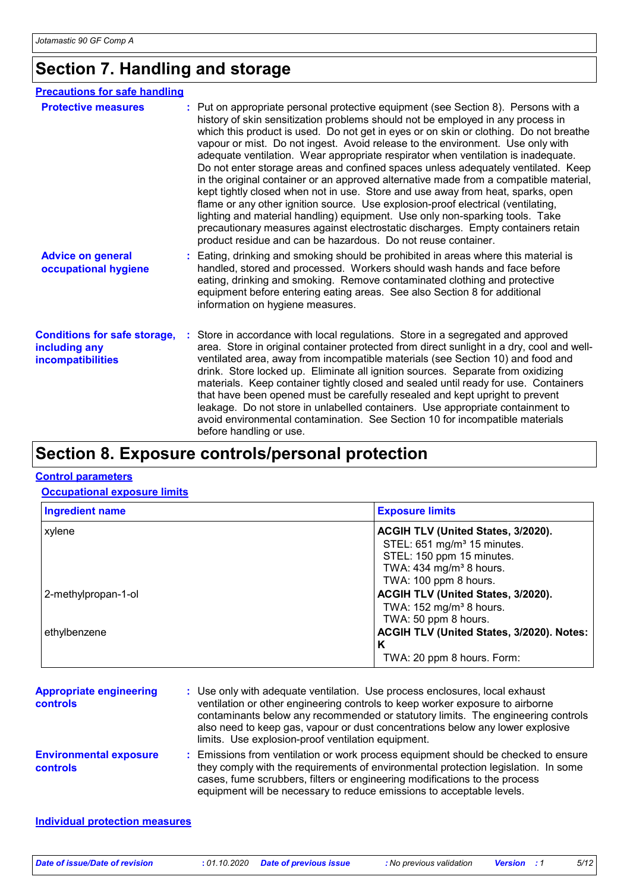# Section 7. Handling and storage

### Precautions for safe handling

**Protective measures** : Put on appropriate personal protective equipment (see Section 8). Persons with a history of skin sensitization problems should not be employed in any process in which this product is used. Do not get in eyes or on skin or clothing. Do not breathe vapour or mist. Do not ingest. Avoid release to the environment. Use only with adequate ventilation. Wear appropriate respirator when ventilation is inadequate. Do not enter storage areas and confined spaces unless adequately ventilated. Keep in the original container or an approved alternative made from a compatible material, kept tightly closed when not in use. Store and use away from heat, sparks, open flame or any other ignition source. Use explosion-proof electrical (ventilating, lighting and material handling) equipment. Use only non-sparking tools. Take precautionary measures against electrostatic discharges. Empty containers retain product residue and can be hazardous. Do not reuse container.

**Advice on general occupational hygiene** : Eating, drinking and smoking should be prohibited in areas where this material is handled, stored and processed. Workers should wash hands and face before eating, drinking and smoking. Remove contaminated clothing and protective equipment before entering eating areas. See also Section 8 for additional information on hygiene measures.

**Conditions for safe storage, including any incompatibilities** : Store in accordance with local regulations. Store in a segregated and approved area. Store in original container protected from direct sunlight in a dry, cool and well-ventilated area, away from incompatible materials (see Section 10) and food and drink. Store locked up. Eliminate all ignition sources. Separate from oxidizing materials. Keep container tightly closed and sealed until ready for use. Containers that have been opened must be carefully resealed and kept upright to prevent leakage. Do not store in unlabelled containers. Use appropriate containment to avoid environmental contamination. See Section 10 for incompatible materials before handling or use.

# Section 8. Exposure controls/personal protection

### Control parameters

#### Occupational exposure limits

| Ingredient name | Exposure limits |
|---|---|
| xylene | **ACGIH TLV (United States, 3/2020).**<br>STEL: 651 mg/m³ 15 minutes.<br>STEL: 150 ppm 15 minutes.<br>TWA: 434 mg/m³ 8 hours.<br>TWA: 100 ppm 8 hours. |
| 2-methylpropan-1-ol | **ACGIH TLV (United States, 3/2020).**<br>TWA: 152 mg/m³ 8 hours.<br>TWA: 50 ppm 8 hours. |
| ethylbenzene | **ACGIH TLV (United States, 3/2020). Notes: K**<br>TWA: 20 ppm 8 hours. Form: |

**Appropriate engineering controls** : Use only with adequate ventilation. Use process enclosures, local exhaust ventilation or other engineering controls to keep worker exposure to airborne contaminants below any recommended or statutory limits. The engineering controls also need to keep gas, vapour or dust concentrations below any lower explosive limits. Use explosion-proof ventilation equipment.

**Environmental exposure controls** : Emissions from ventilation or work process equipment should be checked to ensure they comply with the requirements of environmental protection legislation. In some cases, fume scrubbers, filters or engineering modifications to the process equipment will be necessary to reduce emissions to acceptable levels.

### Individual protection measures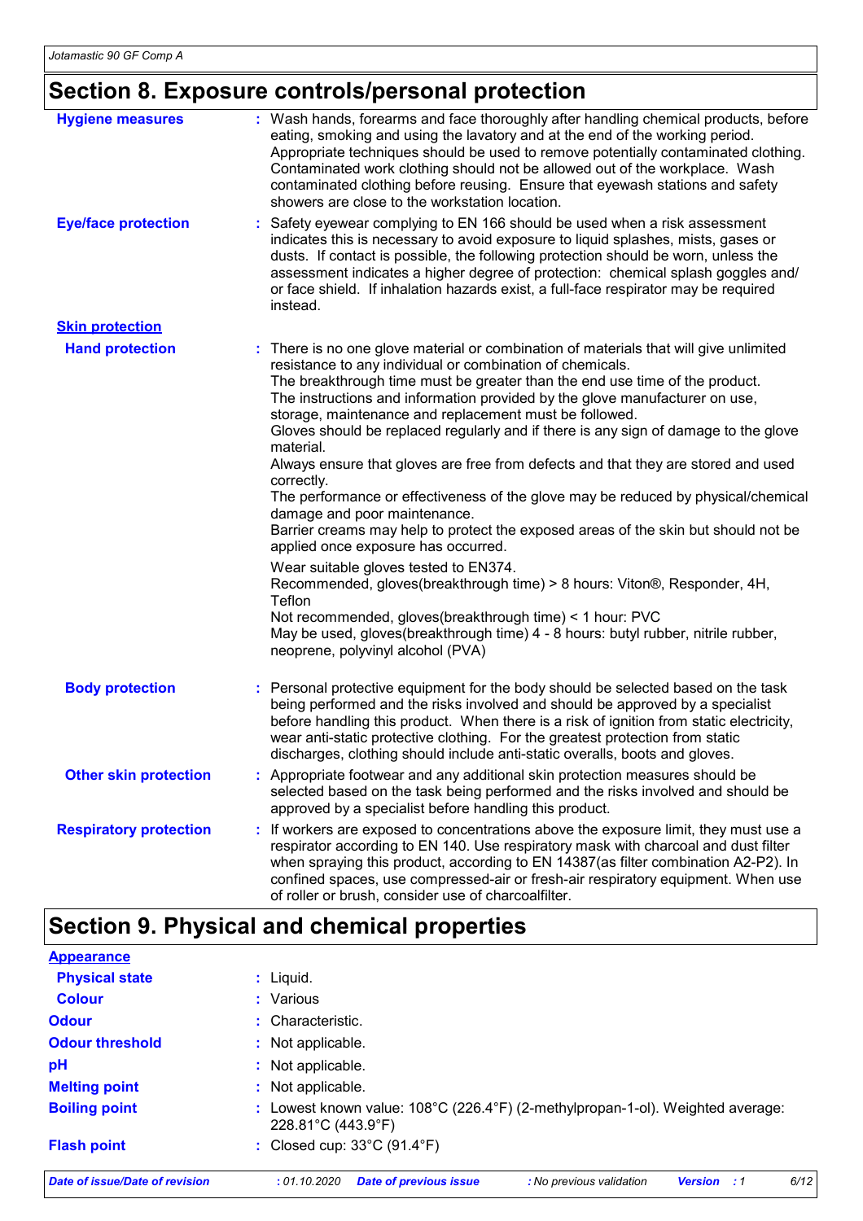# Section 8. Exposure controls/personal protection

**Hygiene measures** : Wash hands, forearms and face thoroughly after handling chemical products, before eating, smoking and using the lavatory and at the end of the working period. Appropriate techniques should be used to remove potentially contaminated clothing. Contaminated work clothing should not be allowed out of the workplace. Wash contaminated clothing before reusing. Ensure that eyewash stations and safety showers are close to the workstation location.

**Eye/face protection** : Safety eyewear complying to EN 166 should be used when a risk assessment indicates this is necessary to avoid exposure to liquid splashes, mists, gases or dusts. If contact is possible, the following protection should be worn, unless the assessment indicates a higher degree of protection: chemical splash goggles and/ or face shield. If inhalation hazards exist, a full-face respirator may be required instead.

**Skin protection**

**Hand protection** : There is no one glove material or combination of materials that will give unlimited resistance to any individual or combination of chemicals.
The breakthrough time must be greater than the end use time of the product.
The instructions and information provided by the glove manufacturer on use, storage, maintenance and replacement must be followed.
Gloves should be replaced regularly and if there is any sign of damage to the glove material.
Always ensure that gloves are free from defects and that they are stored and used correctly.
The performance or effectiveness of the glove may be reduced by physical/chemical damage and poor maintenance.
Barrier creams may help to protect the exposed areas of the skin but should not be applied once exposure has occurred.

Wear suitable gloves tested to EN374.
Recommended, gloves(breakthrough time) > 8 hours: Viton®, Responder, 4H, Teflon
Not recommended, gloves(breakthrough time) < 1 hour: PVC
May be used, gloves(breakthrough time) 4 - 8 hours: butyl rubber, nitrile rubber, neoprene, polyvinyl alcohol (PVA)

**Body protection** : Personal protective equipment for the body should be selected based on the task being performed and the risks involved and should be approved by a specialist before handling this product. When there is a risk of ignition from static electricity, wear anti-static protective clothing. For the greatest protection from static discharges, clothing should include anti-static overalls, boots and gloves.

**Other skin protection** : Appropriate footwear and any additional skin protection measures should be selected based on the task being performed and the risks involved and should be approved by a specialist before handling this product.

**Respiratory protection** : If workers are exposed to concentrations above the exposure limit, they must use a respirator according to EN 140. Use respiratory mask with charcoal and dust filter when spraying this product, according to EN 14387(as filter combination A2-P2). In confined spaces, use compressed-air or fresh-air respiratory equipment. When use of roller or brush, consider use of charcoalfilter.

# Section 9. Physical and chemical properties

**Appearance**

**Physical state** : Liquid.

**Colour** : Various

**Odour** : Characteristic.

**Odour threshold** : Not applicable.

**pH** : Not applicable.

**Melting point** : Not applicable.

**Boiling point** : Lowest known value: 108°C (226.4°F) (2-methylpropan-1-ol). Weighted average: 228.81°C (443.9°F)

**Flash point** : Closed cup: 33°C (91.4°F)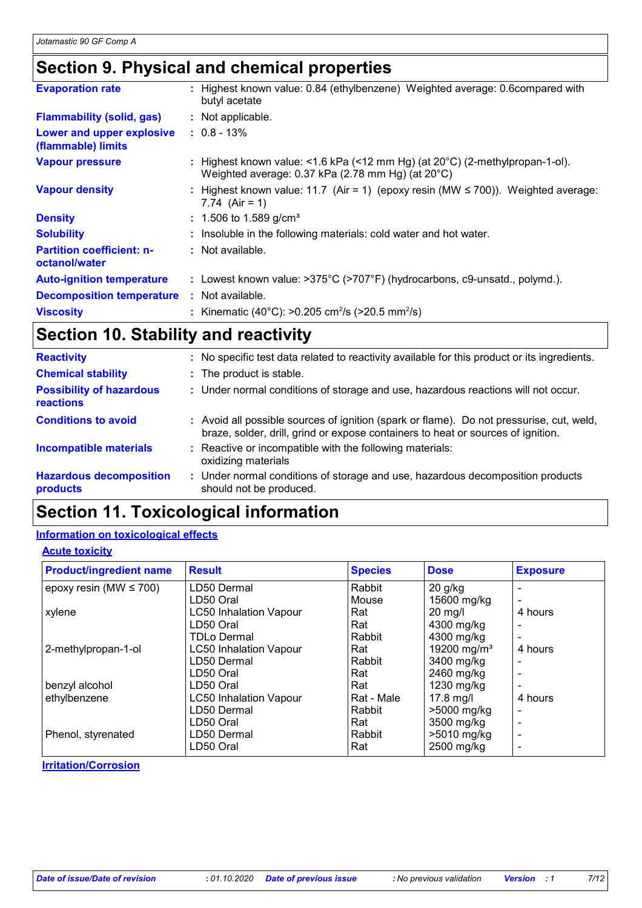## Section 9. Physical and chemical properties

| | | |
|---|---|---|
| **Evaporation rate** | : | Highest known value: 0.84 (ethylbenzene) Weighted average: 0.6compared with butyl acetate |
| **Flammability (solid, gas)** | : | Not applicable. |
| **Lower and upper explosive (flammable) limits** | : | 0.8 - 13% |
| **Vapour pressure** | : | Highest known value: <1.6 kPa (<12 mm Hg) (at 20°C) (2-methylpropan-1-ol). Weighted average: 0.37 kPa (2.78 mm Hg) (at 20°C) |
| **Vapour density** | : | Highest known value: 11.7 (Air = 1) (epoxy resin (MW ≤ 700)). Weighted average: 7.74 (Air = 1) |
| **Density** | : | 1.506 to 1.589 g/cm³ |
| **Solubility** | : | Insoluble in the following materials: cold water and hot water. |
| **Partition coefficient: n-octanol/water** | : | Not available. |
| **Auto-ignition temperature** | : | Lowest known value: >375°C (>707°F) (hydrocarbons, c9-unsatd., polymd.). |
| **Decomposition temperature** | : | Not available. |
| **Viscosity** | : | Kinematic (40°C): >0.205 $cm^2/s$ (>20.5 $mm^2/s$) |

## Section 10. Stability and reactivity

| | | |
|---|---|---|
| **Reactivity** | : | No specific test data related to reactivity available for this product or its ingredients. |
| **Chemical stability** | : | The product is stable. |
| **Possibility of hazardous reactions** | : | Under normal conditions of storage and use, hazardous reactions will not occur. |
| **Conditions to avoid** | : | Avoid all possible sources of ignition (spark or flame). Do not pressurise, cut, weld, braze, solder, drill, grind or expose containers to heat or sources of ignition. |
| **Incompatible materials** | : | Reactive or incompatible with the following materials: oxidizing materials |
| **Hazardous decomposition products** | : | Under normal conditions of storage and use, hazardous decomposition products should not be produced. |

## Section 11. Toxicological information

### Information on toxicological effects

#### Acute toxicity

| Product/ingredient name | Result | Species | Dose | Exposure |
|---|---|---|---|---|
| epoxy resin (MW ≤ 700) | LD50 Dermal | Rabbit | 20 g/kg | - |
| | LD50 Oral | Mouse | 15600 mg/kg | - |
| xylene | LC50 Inhalation Vapour | Rat | 20 mg/l | 4 hours |
| | LD50 Oral | Rat | 4300 mg/kg | - |
| | TDLo Dermal | Rabbit | 4300 mg/kg | - |
| 2-methylpropan-1-ol | LC50 Inhalation Vapour | Rat | 19200 mg/m³ | 4 hours |
| | LD50 Dermal | Rabbit | 3400 mg/kg | - |
| | LD50 Oral | Rat | 2460 mg/kg | - |
| benzyl alcohol | LD50 Oral | Rat | 1230 mg/kg | - |
| ethylbenzene | LC50 Inhalation Vapour | Rat - Male | 17.8 mg/l | 4 hours |
| | LD50 Dermal | Rabbit | >5000 mg/kg | - |
| | LD50 Oral | Rat | 3500 mg/kg | - |
| Phenol, styrenated | LD50 Dermal | Rabbit | >5010 mg/kg | - |
| | LD50 Oral | Rat | 2500 mg/kg | - |

#### Irritation/Corrosion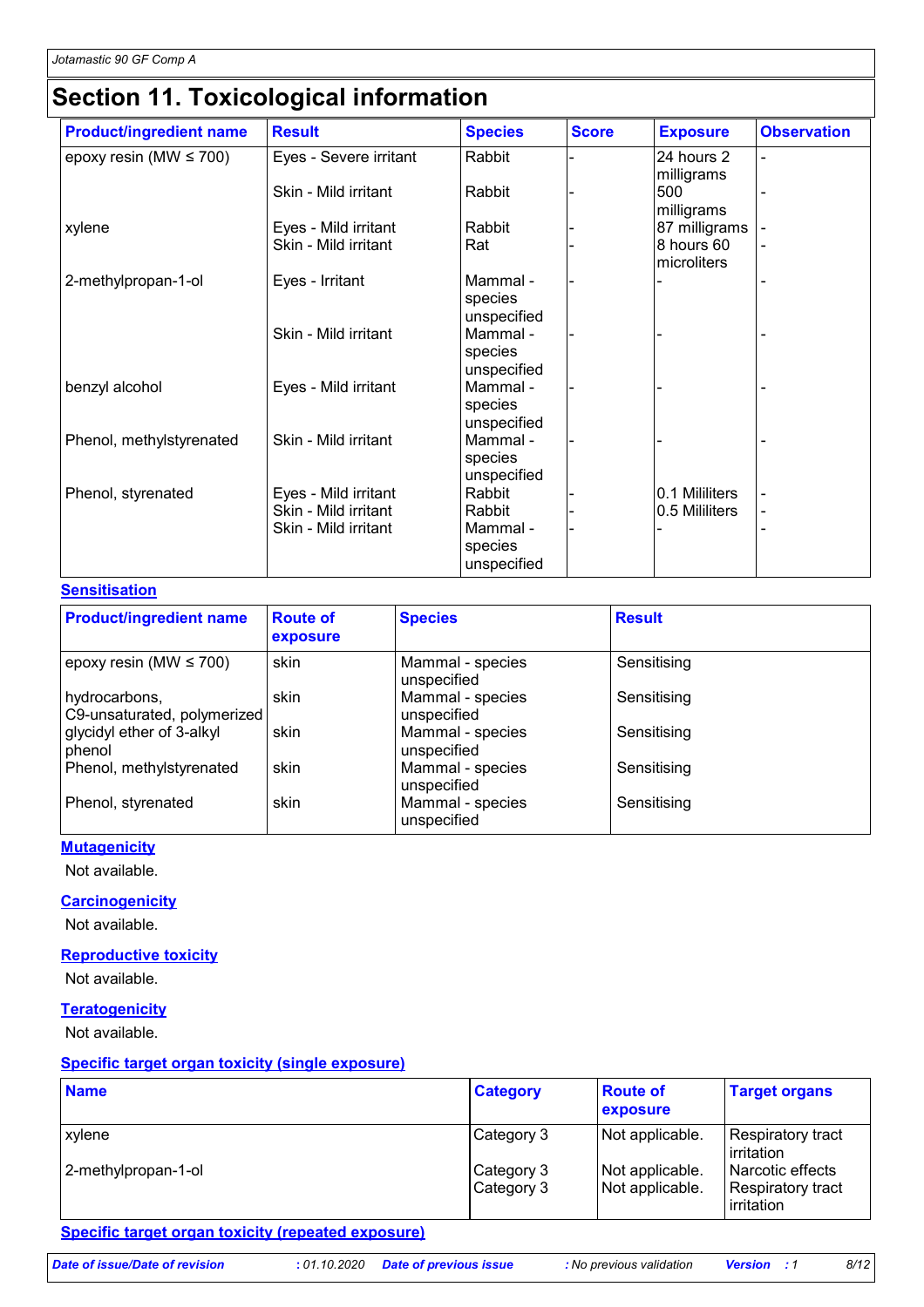# Section 11. Toxicological information

| Product/ingredient name | Result | Species | Score | Exposure | Observation |
|---|---|---|---|---|---|
| epoxy resin (MW ≤ 700) | Eyes - Severe irritant | Rabbit | - | 24 hours 2 milligrams | - |
| | Skin - Mild irritant | Rabbit | - | 500 milligrams | - |
| xylene | Eyes - Mild irritant | Rabbit | - | 87 milligrams | - |
| | Skin - Mild irritant | Rat | - | 8 hours 60 microliters | - |
| 2-methylpropan-1-ol | Eyes - Irritant | Mammal - species unspecified | - | - | - |
| | Skin - Mild irritant | Mammal - species unspecified | - | - | - |
| benzyl alcohol | Eyes - Mild irritant | Mammal - species unspecified | - | - | - |
| Phenol, methylstyrenated | Skin - Mild irritant | Mammal - species unspecified | - | - | - |
| Phenol, styrenated | Eyes - Mild irritant | Rabbit | - | 0.1 Mililiters | - |
| | Skin - Mild irritant | Rabbit | - | 0.5 Mililiters | - |
| | Skin - Mild irritant | Mammal - species unspecified | - | - | - |

**Sensitisation**

| Product/ingredient name | Route of exposure | Species | Result |
|---|---|---|---|
| epoxy resin (MW ≤ 700) | skin | Mammal - species unspecified | Sensitising |
| hydrocarbons, C9-unsaturated, polymerized | skin | Mammal - species unspecified | Sensitising |
| glycidyl ether of 3-alkyl phenol | skin | Mammal - species unspecified | Sensitising |
| Phenol, methylstyrenated | skin | Mammal - species unspecified | Sensitising |
| Phenol, styrenated | skin | Mammal - species unspecified | Sensitising |

**Mutagenicity**

Not available.

**Carcinogenicity**

Not available.

**Reproductive toxicity**

Not available.

**Teratogenicity**

Not available.

**Specific target organ toxicity (single exposure)**

| Name | Category | Route of exposure | Target organs |
|---|---|---|---|
| xylene | Category 3 | Not applicable. | Respiratory tract irritation |
| 2-methylpropan-1-ol | Category 3 | Not applicable. | Narcotic effects |
| | Category 3 | Not applicable. | Respiratory tract irritation |

**Specific target organ toxicity (repeated exposure)**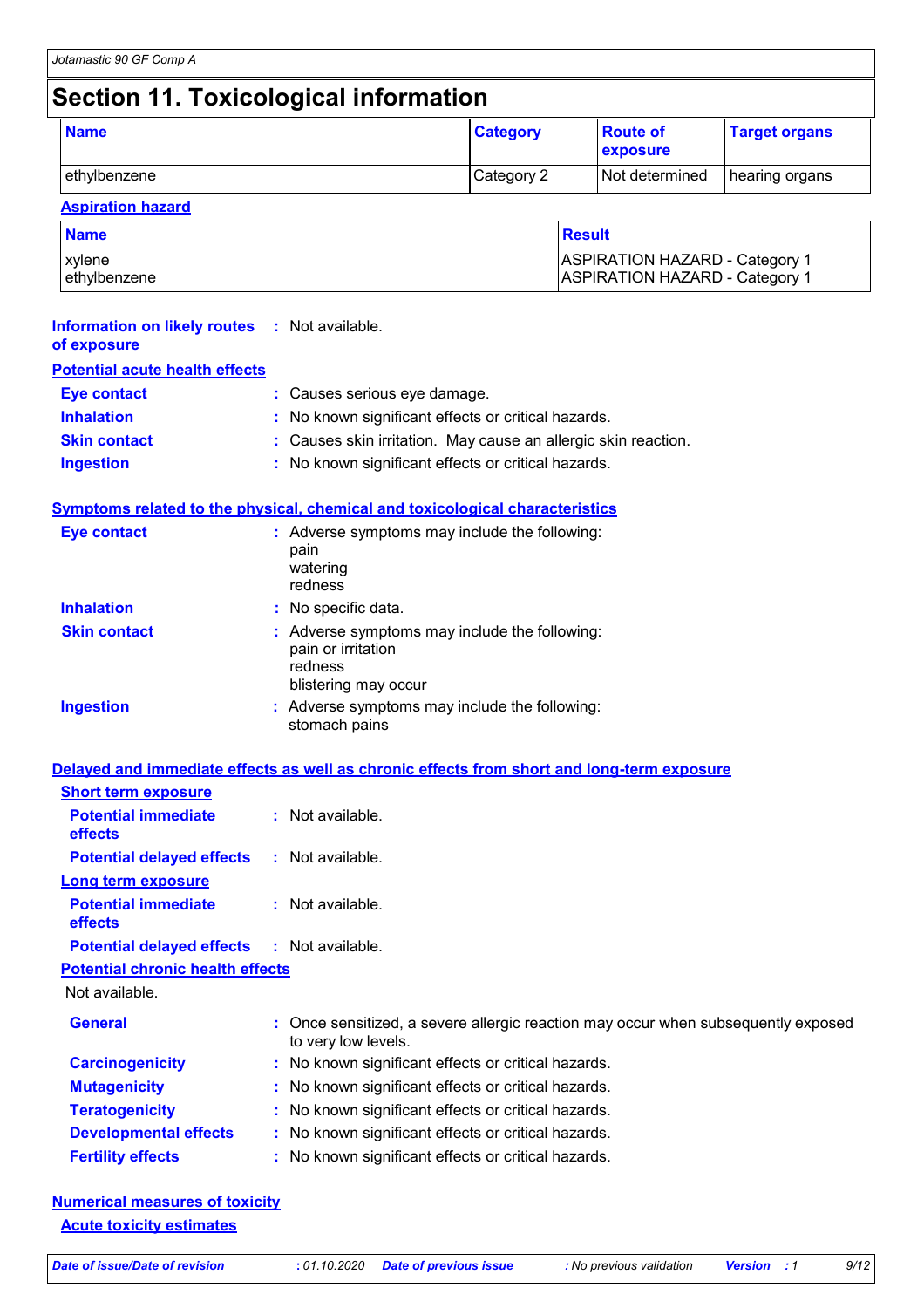# Section 11. Toxicological information

| Name | Category | Route of exposure | Target organs |
| --- | --- | --- | --- |
| ethylbenzene | Category 2 | Not determined | hearing organs |

**Aspiration hazard**

| Name | Result |
| --- | --- |
| xylene | ASPIRATION HAZARD - Category 1 |
| ethylbenzene | ASPIRATION HAZARD - Category 1 |

**Information on likely routes of exposure** : Not available.

**Potential acute health effects**

**Eye contact** : Causes serious eye damage.

**Inhalation** : No known significant effects or critical hazards.

**Skin contact** : Causes skin irritation. May cause an allergic skin reaction.

**Ingestion** : No known significant effects or critical hazards.

**Symptoms related to the physical, chemical and toxicological characteristics**

**Eye contact** : Adverse symptoms may include the following:
pain
watering
redness

**Inhalation** : No specific data.

**Skin contact** : Adverse symptoms may include the following:
pain or irritation
redness
blistering may occur

**Ingestion** : Adverse symptoms may include the following:
stomach pains

**Delayed and immediate effects as well as chronic effects from short and long-term exposure**

**Short term exposure**

**Potential immediate effects** : Not available.

**Potential delayed effects** : Not available.

**Long term exposure**

**Potential immediate effects** : Not available.

**Potential delayed effects** : Not available.

**Potential chronic health effects**

Not available.

**General** : Once sensitized, a severe allergic reaction may occur when subsequently exposed to very low levels.

**Carcinogenicity** : No known significant effects or critical hazards.

**Mutagenicity** : No known significant effects or critical hazards.

**Teratogenicity** : No known significant effects or critical hazards.

**Developmental effects** : No known significant effects or critical hazards.

**Fertility effects** : No known significant effects or critical hazards.

**Numerical measures of toxicity**

**Acute toxicity estimates**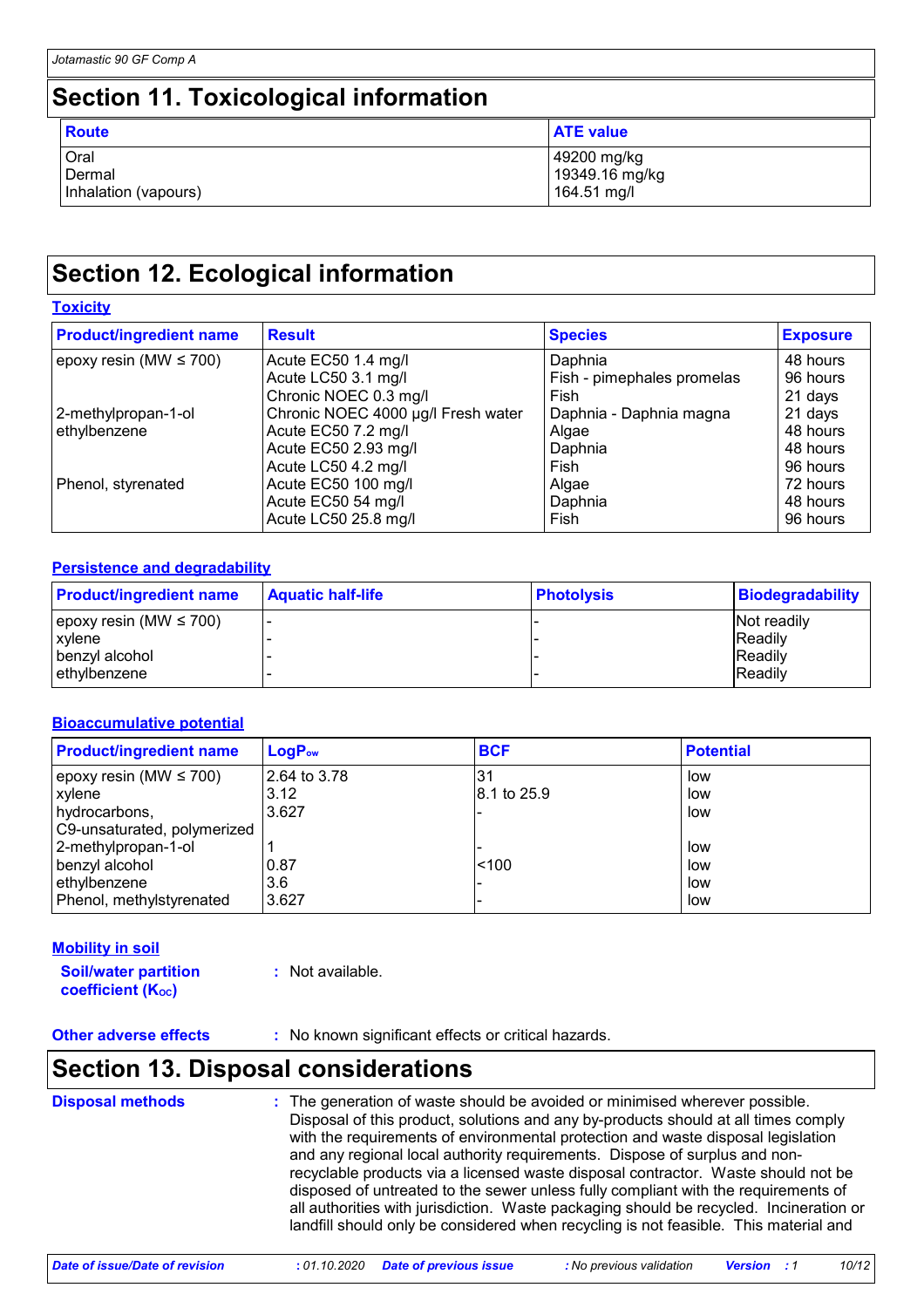# Section 11. Toxicological information

| Route | ATE value |
| --- | --- |
| Oral | 49200 mg/kg |
| Dermal | 19349.16 mg/kg |
| Inhalation (vapours) | 164.51 mg/l |

# Section 12. Ecological information

### Toxicity

| Product/ingredient name | Result | Species | Exposure |
| --- | --- | --- | --- |
| epoxy resin (MW ≤ 700) | Acute EC50 1.4 mg/l | Daphnia | 48 hours |
| | Acute LC50 3.1 mg/l | Fish - pimephales promelas | 96 hours |
| | Chronic NOEC 0.3 mg/l | Fish | 21 days |
| 2-methylpropan-1-ol | Chronic NOEC 4000 µg/l Fresh water | Daphnia - Daphnia magna | 21 days |
| ethylbenzene | Acute EC50 7.2 mg/l | Algae | 48 hours |
| | Acute EC50 2.93 mg/l | Daphnia | 48 hours |
| | Acute LC50 4.2 mg/l | Fish | 96 hours |
| Phenol, styrenated | Acute EC50 100 mg/l | Algae | 72 hours |
| | Acute EC50 54 mg/l | Daphnia | 48 hours |
| | Acute LC50 25.8 mg/l | Fish | 96 hours |

### Persistence and degradability

| Product/ingredient name | Aquatic half-life | Photolysis | Biodegradability |
| --- | --- | --- | --- |
| epoxy resin (MW ≤ 700) | - | - | Not readily |
| xylene | - | - | Readily |
| benzyl alcohol | - | - | Readily |
| ethylbenzene | - | - | Readily |

### Bioaccumulative potential

| Product/ingredient name | $LogP_{ow}$ | BCF | Potential |
| --- | --- | --- | --- |
| epoxy resin (MW ≤ 700) | 2.64 to 3.78 | 31 | low |
| xylene | 3.12 | 8.1 to 25.9 | low |
| hydrocarbons, C9-unsaturated, polymerized | 3.627 | - | low |
| 2-methylpropan-1-ol | 1 | - | low |
| benzyl alcohol | 0.87 | <100 | low |
| ethylbenzene | 3.6 | - | low |
| Phenol, methylstyrenated | 3.627 | - | low |

### Mobility in soil

**Soil/water partition coefficient ($K_{OC}$)** : Not available.

**Other adverse effects** : No known significant effects or critical hazards.

# Section 13. Disposal considerations

**Disposal methods** : The generation of waste should be avoided or minimised wherever possible. Disposal of this product, solutions and any by-products should at all times comply with the requirements of environmental protection and waste disposal legislation and any regional local authority requirements. Dispose of surplus and non-recyclable products via a licensed waste disposal contractor. Waste should not be disposed of untreated to the sewer unless fully compliant with the requirements of all authorities with jurisdiction. Waste packaging should be recycled. Incineration or landfill should only be considered when recycling is not feasible. This material and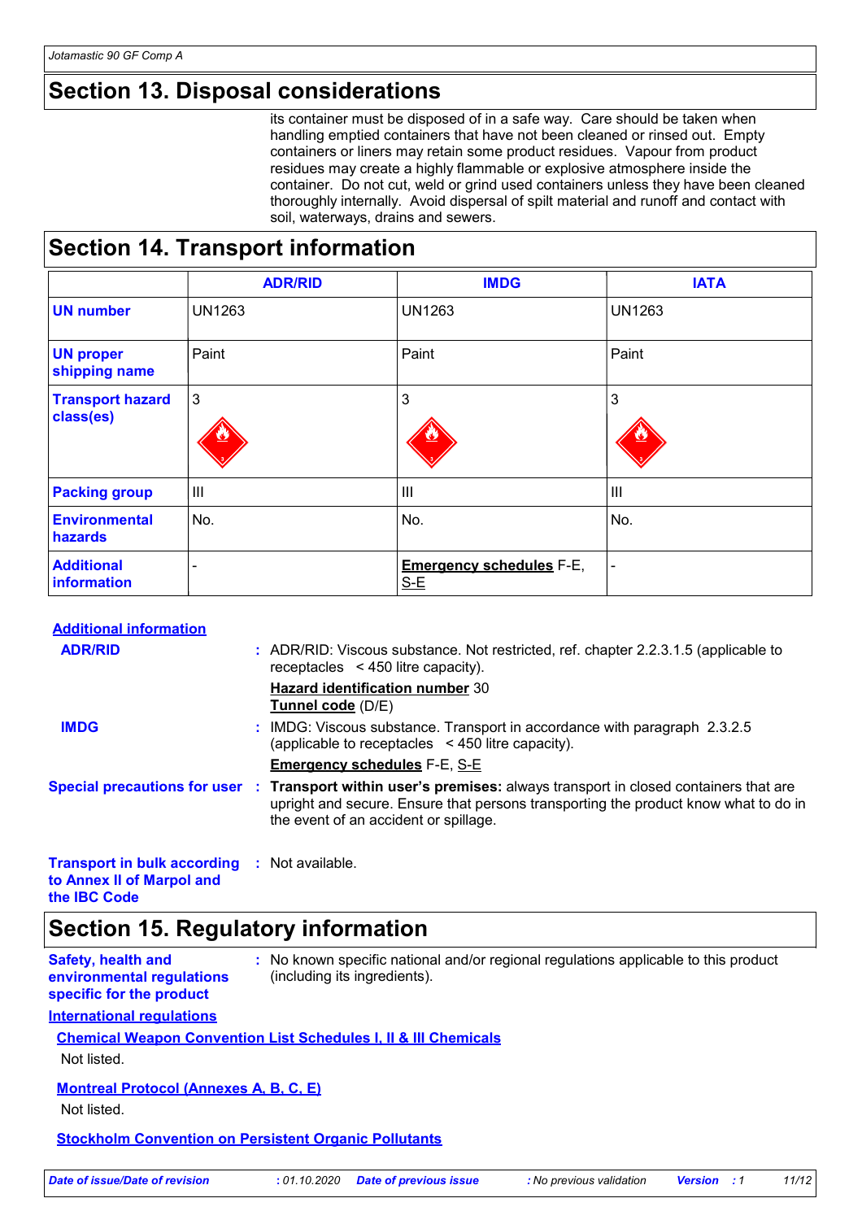## Section 13. Disposal considerations

its container must be disposed of in a safe way. Care should be taken when handling emptied containers that have not been cleaned or rinsed out. Empty containers or liners may retain some product residues. Vapour from product residues may create a highly flammable or explosive atmosphere inside the container. Do not cut, weld or grind used containers unless they have been cleaned thoroughly internally. Avoid dispersal of spilt material and runoff and contact with soil, waterways, drains and sewers.

## Section 14. Transport information

| | ADR/RID | IMDG | IATA |
|---|---|---|---|
| **UN number** | UN1263 | UN1263 | UN1263 |
| **UN proper shipping name** | Paint | Paint | Paint |
| **Transport hazard class(es)** | 3 | 3 | 3 |
| **Packing group** | III | III | III |
| **Environmental hazards** | No. | No. | No. |
| **Additional information** | - | **Emergency schedules** F-E, S-E | - |

**Additional information**

**ADR/RID** : ADR/RID: Viscous substance. Not restricted, ref. chapter 2.2.3.1.5 (applicable to receptacles < 450 litre capacity).

**Hazard identification number** 30
**Tunnel code** (D/E)

**IMDG** : IMDG: Viscous substance. Transport in accordance with paragraph 2.3.2.5 (applicable to receptacles < 450 litre capacity).

**Emergency schedules** F-E, S-E

**Special precautions for user** : **Transport within user's premises:** always transport in closed containers that are upright and secure. Ensure that persons transporting the product know what to do in the event of an accident or spillage.

**Transport in bulk according to Annex II of Marpol and the IBC Code** : Not available.

## Section 15. Regulatory information

**Safety, health and environmental regulations specific for the product** : No known specific national and/or regional regulations applicable to this product (including its ingredients).

**International regulations**

**Chemical Weapon Convention List Schedules I, II & III Chemicals**

Not listed.

**Montreal Protocol (Annexes A, B, C, E)**

Not listed.

**Stockholm Convention on Persistent Organic Pollutants**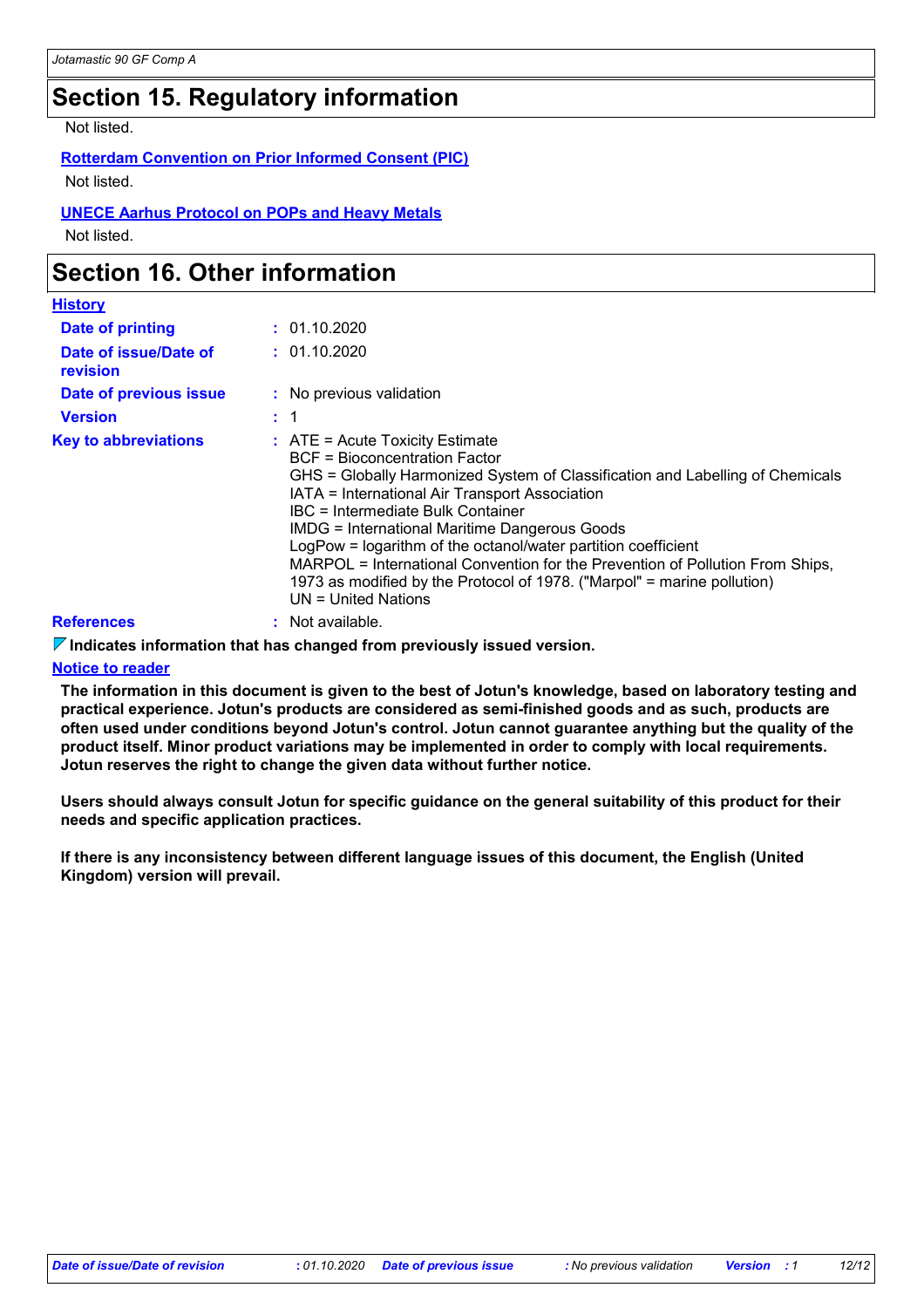# Section 15. Regulatory information

Not listed.

**Rotterdam Convention on Prior Informed Consent (PIC)**

Not listed.

**UNECE Aarhus Protocol on POPs and Heavy Metals**

Not listed.

# Section 16. Other information

**History**

**Date of printing** : 01.10.2020

**Date of issue/Date of revision** : 01.10.2020

**Date of previous issue** : No previous validation

**Version** : 1

**Key to abbreviations** : ATE = Acute Toxicity Estimate
BCF = Bioconcentration Factor
GHS = Globally Harmonized System of Classification and Labelling of Chemicals
IATA = International Air Transport Association
IBC = Intermediate Bulk Container
IMDG = International Maritime Dangerous Goods
LogPow = logarithm of the octanol/water partition coefficient
MARPOL = International Convention for the Prevention of Pollution From Ships, 1973 as modified by the Protocol of 1978. ("Marpol" = marine pollution)
UN = United Nations

**References** : Not available.

**Indicates information that has changed from previously issued version.**

**Notice to reader**

**The information in this document is given to the best of Jotun's knowledge, based on laboratory testing and practical experience. Jotun's products are considered as semi-finished goods and as such, products are often used under conditions beyond Jotun's control. Jotun cannot guarantee anything but the quality of the product itself. Minor product variations may be implemented in order to comply with local requirements. Jotun reserves the right to change the given data without further notice.**

**Users should always consult Jotun for specific guidance on the general suitability of this product for their needs and specific application practices.**

**If there is any inconsistency between different language issues of this document, the English (United Kingdom) version will prevail.**